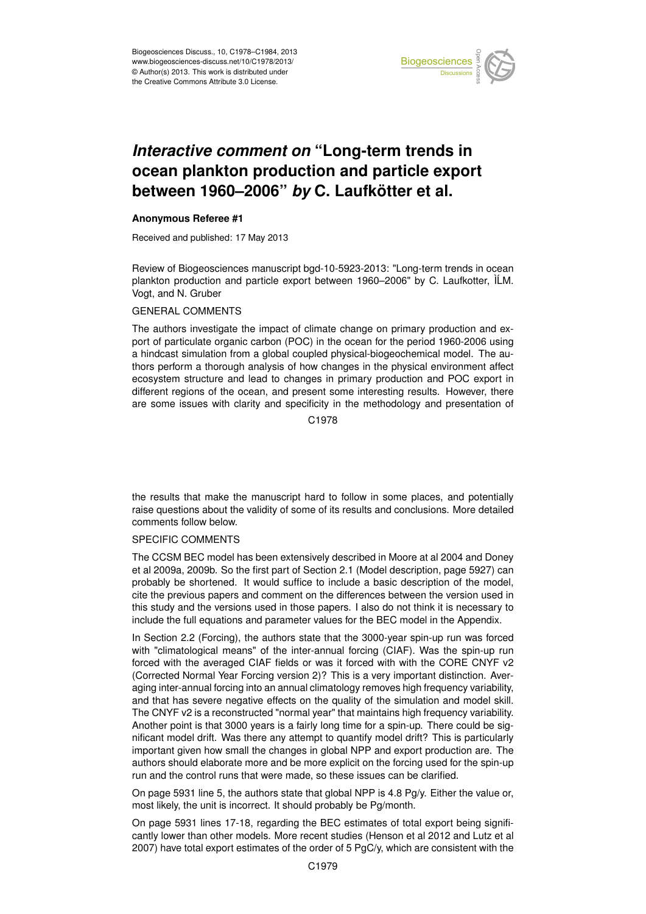# *Interactive comment on* "Long-term trends in ocean plankton production and particle export between 1960–2006" *by* C. Laufkötter et al.

**Anonymous Referee #1**

Received and published: 17 May 2013

Review of Biogeosciences manuscript bgd-10-5923-2013: "Long-term trends in ocean plankton production and particle export between 1960–2006" by C. Laufkotter, ÌLM. Vogt, and N. Gruber

GENERAL COMMENTS

The authors investigate the impact of climate change on primary production and export of particulate organic carbon (POC) in the ocean for the period 1960-2006 using a hindcast simulation from a global coupled physical-biogeochemical model. The authors perform a thorough analysis of how changes in the physical environment affect ecosystem structure and lead to changes in primary production and POC export in different regions of the ocean, and present some interesting results. However, there are some issues with clarity and specificity in the methodology and presentation of the results that make the manuscript hard to follow in some places, and potentially raise questions about the validity of some of its results and conclusions. More detailed comments follow below.

SPECIFIC COMMENTS

The CCSM BEC model has been extensively described in Moore at al 2004 and Doney et al 2009a, 2009b. So the first part of Section 2.1 (Model description, page 5927) can probably be shortened. It would suffice to include a basic description of the model, cite the previous papers and comment on the differences between the version used in this study and the versions used in those papers. I also do not think it is necessary to include the full equations and parameter values for the BEC model in the Appendix.

In Section 2.2 (Forcing), the authors state that the 3000-year spin-up run was forced with "climatological means" of the inter-annual forcing (CIAF). Was the spin-up run forced with the averaged CIAF fields or was it forced with with the CORE CNYF v2 (Corrected Normal Year Forcing version 2)? This is a very important distinction. Averaging inter-annual forcing into an annual climatology removes high frequency variability, and that has severe negative effects on the quality of the simulation and model skill. The CNYF v2 is a reconstructed "normal year" that maintains high frequency variability. Another point is that 3000 years is a fairly long time for a spin-up. There could be significant model drift. Was there any attempt to quantify model drift? This is particularly important given how small the changes in global NPP and export production are. The authors should elaborate more and be more explicit on the forcing used for the spin-up run and the control runs that were made, so these issues can be clarified.

On page 5931 line 5, the authors state that global NPP is 4.8 Pg/y. Either the value or, most likely, the unit is incorrect. It should probably be Pg/month.

On page 5931 lines 17-18, regarding the BEC estimates of total export being significantly lower than other models. More recent studies (Henson et al 2012 and Lutz et al 2007) have total export estimates of the order of 5 PgC/y, which are consistent with the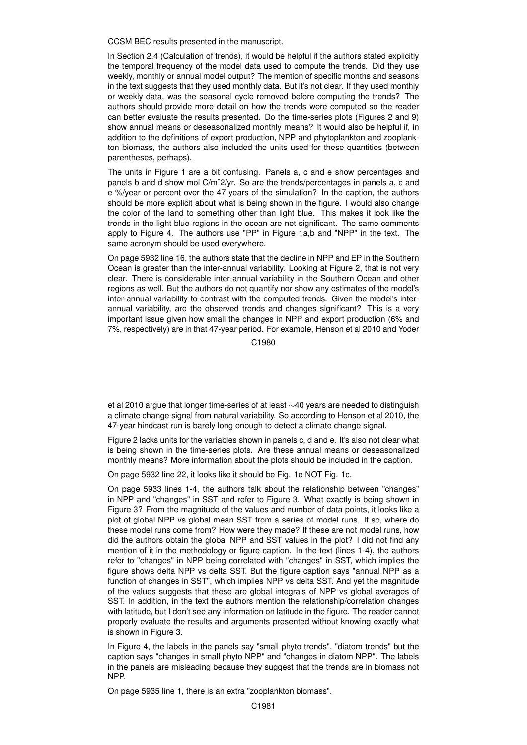CCSM BEC results presented in the manuscript.

In Section 2.4 (Calculation of trends), it would be helpful if the authors stated explicitly the temporal frequency of the model data used to compute the trends. Did they use weekly, monthly or annual model output? The mention of specific months and seasons in the text suggests that they used monthly data. But it's not clear. If they used monthly or weekly data, was the seasonal cycle removed before computing the trends? The authors should provide more detail on how the trends were computed so the reader can better evaluate the results presented. Do the time-series plots (Figures 2 and 9) show annual means or deseasonalized monthly means? It would also be helpful if, in addition to the definitions of export production, NPP and phytoplankton and zooplankton biomass, the authors also included the units used for these quantities (between parentheses, perhaps).

The units in Figure 1 are a bit confusing. Panels a, c and e show percentages and panels b and d show mol C/m^2/yr. So are the trends/percentages in panels a, c and e %/year or percent over the 47 years of the simulation? In the caption, the authors should be more explicit about what is being shown in the figure. I would also change the color of the land to something other than light blue. This makes it look like the trends in the light blue regions in the ocean are not significant. The same comments apply to Figure 4. The authors use "PP" in Figure 1a,b and "NPP" in the text. The same acronym should be used everywhere.

On page 5932 line 16, the authors state that the decline in NPP and EP in the Southern Ocean is greater than the inter-annual variability. Looking at Figure 2, that is not very clear. There is considerable inter-annual variability in the Southern Ocean and other regions as well. But the authors do not quantify nor show any estimates of the model's inter-annual variability to contrast with the computed trends. Given the model's inter-annual variability, are the observed trends and changes significant? This is a very important issue given how small the changes in NPP and export production (6% and 7%, respectively) are in that 47-year period. For example, Henson et al 2010 and Yoder et al 2010 argue that longer time-series of at least ~40 years are needed to distinguish a climate change signal from natural variability. So according to Henson et al 2010, the 47-year hindcast run is barely long enough to detect a climate change signal.

Figure 2 lacks units for the variables shown in panels c, d and e. It's also not clear what is being shown in the time-series plots. Are these annual means or deseasonalized monthly means? More information about the plots should be included in the caption.

On page 5932 line 22, it looks like it should be Fig. 1e NOT Fig. 1c.

On page 5933 lines 1-4, the authors talk about the relationship between "changes" in NPP and "changes" in SST and refer to Figure 3. What exactly is being shown in Figure 3? From the magnitude of the values and number of data points, it looks like a plot of global NPP vs global mean SST from a series of model runs. If so, where do these model runs come from? How were they made? If these are not model runs, how did the authors obtain the global NPP and SST values in the plot? I did not find any mention of it in the methodology or figure caption. In the text (lines 1-4), the authors refer to "changes" in NPP being correlated with "changes" in SST, which implies the figure shows delta NPP vs delta SST. But the figure caption says "annual NPP as a function of changes in SST", which implies NPP vs delta SST. And yet the magnitude of the values suggests that these are global integrals of NPP vs global averages of SST. In addition, in the text the authors mention the relationship/correlation changes with latitude, but I don't see any information on latitude in the figure. The reader cannot properly evaluate the results and arguments presented without knowing exactly what is shown in Figure 3.

In Figure 4, the labels in the panels say "small phyto trends", "diatom trends" but the caption says "changes in small phyto NPP" and "changes in diatom NPP". The labels in the panels are misleading because they suggest that the trends are in biomass not NPP.

On page 5935 line 1, there is an extra "zooplankton biomass".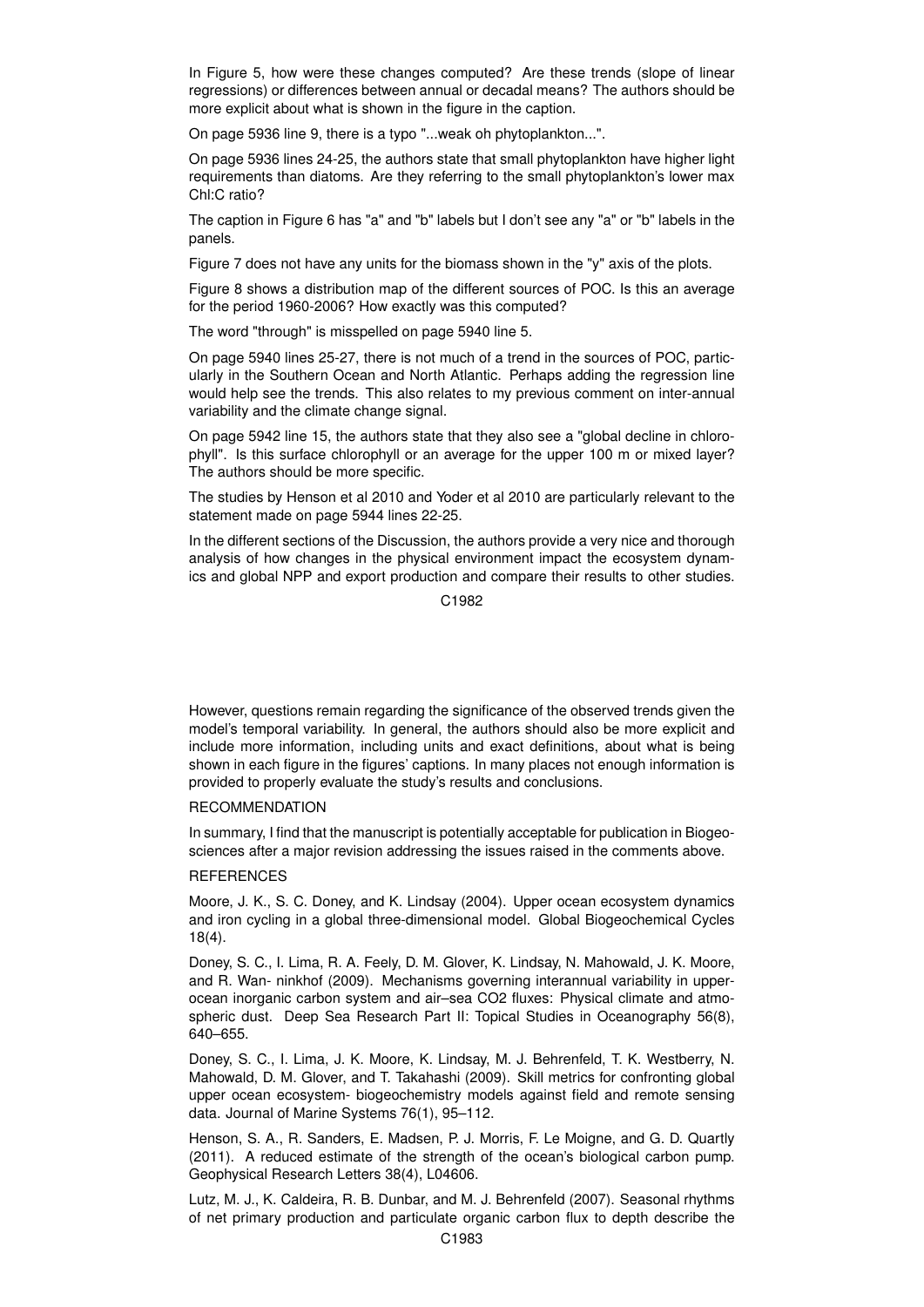In Figure 5, how were these changes computed? Are these trends (slope of linear regressions) or differences between annual or decadal means? The authors should be more explicit about what is shown in the figure in the caption.

On page 5936 line 9, there is a typo "...weak oh phytoplankton...".

On page 5936 lines 24-25, the authors state that small phytoplankton have higher light requirements than diatoms. Are they referring to the small phytoplankton's lower max Chl:C ratio?

The caption in Figure 6 has "a" and "b" labels but I don't see any "a" or "b" labels in the panels.

Figure 7 does not have any units for the biomass shown in the "y" axis of the plots.

Figure 8 shows a distribution map of the different sources of POC. Is this an average for the period 1960-2006? How exactly was this computed?

The word "through" is misspelled on page 5940 line 5.

On page 5940 lines 25-27, there is not much of a trend in the sources of POC, particularly in the Southern Ocean and North Atlantic. Perhaps adding the regression line would help see the trends. This also relates to my previous comment on inter-annual variability and the climate change signal.

On page 5942 line 15, the authors state that they also see a "global decline in chlorophyll". Is this surface chlorophyll or an average for the upper 100 m or mixed layer? The authors should be more specific.

The studies by Henson et al 2010 and Yoder et al 2010 are particularly relevant to the statement made on page 5944 lines 22-25.

In the different sections of the Discussion, the authors provide a very nice and thorough analysis of how changes in the physical environment impact the ecosystem dynamics and global NPP and export production and compare their results to other studies.

However, questions remain regarding the significance of the observed trends given the model's temporal variability. In general, the authors should also be more explicit and include more information, including units and exact definitions, about what is being shown in each figure in the figures' captions. In many places not enough information is provided to properly evaluate the study's results and conclusions.

## RECOMMENDATION

In summary, I find that the manuscript is potentially acceptable for publication in Biogeosciences after a major revision addressing the issues raised in the comments above.

## REFERENCES

Moore, J. K., S. C. Doney, and K. Lindsay (2004). Upper ocean ecosystem dynamics and iron cycling in a global three-dimensional model. Global Biogeochemical Cycles 18(4).

Doney, S. C., I. Lima, R. A. Feely, D. M. Glover, K. Lindsay, N. Mahowald, J. K. Moore, and R. Wan- ninkhof (2009). Mechanisms governing interannual variability in upper-ocean inorganic carbon system and air–sea CO2 fluxes: Physical climate and atmospheric dust. Deep Sea Research Part II: Topical Studies in Oceanography 56(8), 640–655.

Doney, S. C., I. Lima, J. K. Moore, K. Lindsay, M. J. Behrenfeld, T. K. Westberry, N. Mahowald, D. M. Glover, and T. Takahashi (2009). Skill metrics for confronting global upper ocean ecosystem- biogeochemistry models against field and remote sensing data. Journal of Marine Systems 76(1), 95–112.

Henson, S. A., R. Sanders, E. Madsen, P. J. Morris, F. Le Moigne, and G. D. Quartly (2011). A reduced estimate of the strength of the ocean's biological carbon pump. Geophysical Research Letters 38(4), L04606.

Lutz, M. J., K. Caldeira, R. B. Dunbar, and M. J. Behrenfeld (2007). Seasonal rhythms of net primary production and particulate organic carbon flux to depth describe the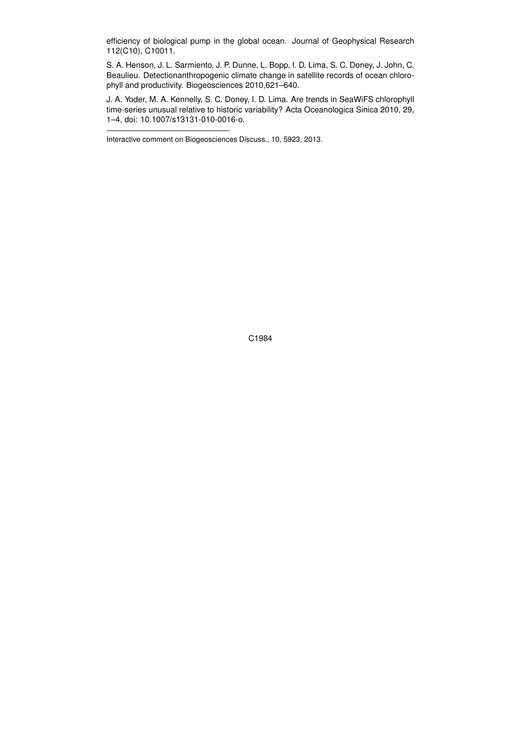efficiency of biological pump in the global ocean. Journal of Geophysical Research 112(C10), C10011.

S. A. Henson, J. L. Sarmiento, J. P. Dunne, L. Bopp, I. D. Lima, S. C. Doney, J. John, C. Beaulieu. Detectionanthropogenic climate change in satellite records of ocean chlorophyll and productivity. Biogeosciences 2010,621–640.

J. A. Yoder, M. A. Kennelly, S. C. Doney, I. D. Lima. Are trends in SeaWiFS chlorophyll time-series unusual relative to historic variability? Acta Oceanologica Sinica 2010, 29, 1–4, doi: 10.1007/s13131-010-0016-o.

---

Interactive comment on Biogeosciences Discuss., 10, 5923, 2013.